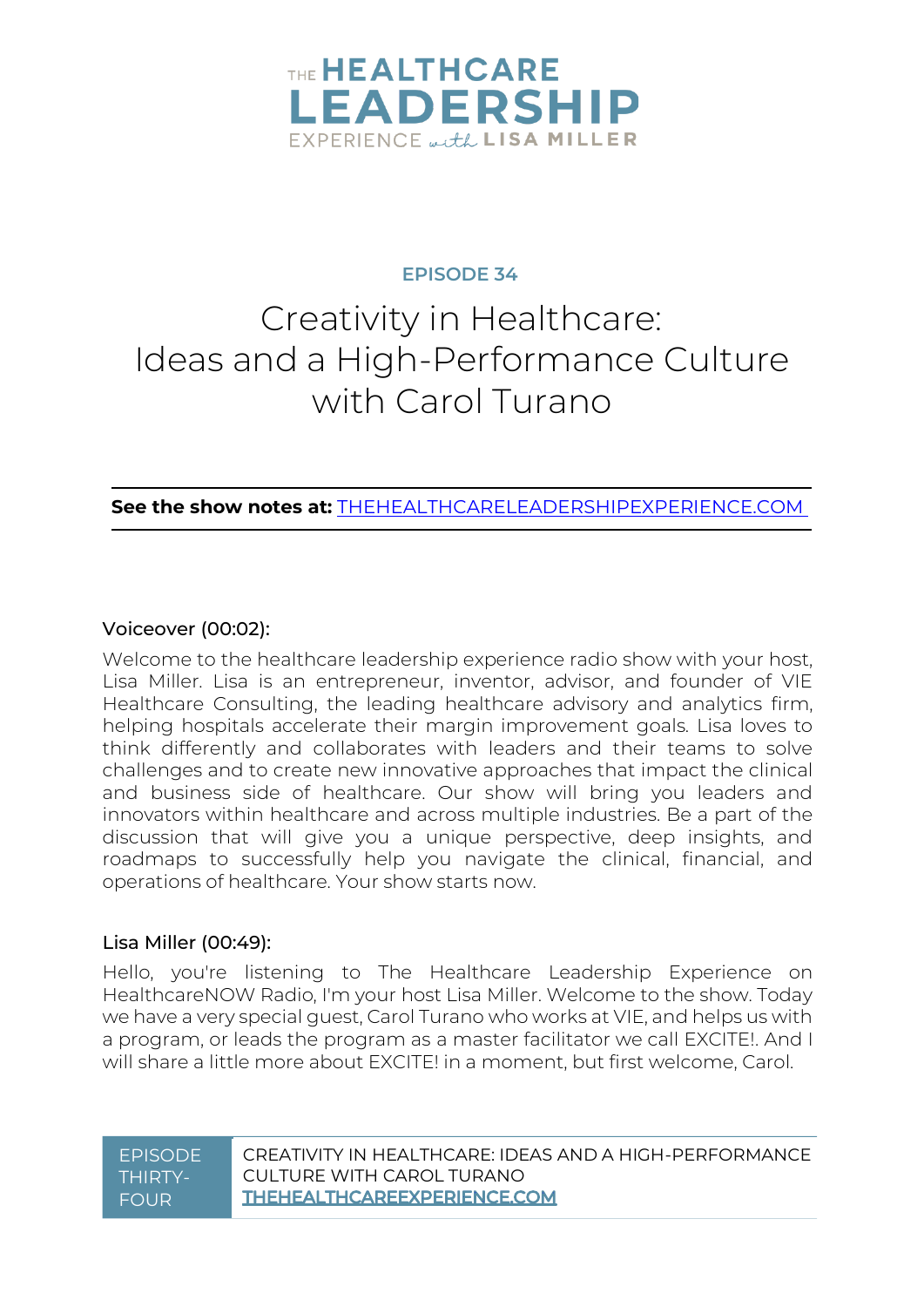THE HEALTHCARE LEADERSHIP EXPERIENCE with LISA MILLER

EPISODE 34

# Creativity in Healthcare: Ideas and a High-Performance Culture with Carol Turano

**See the show notes at:** [THEHEALTHCARELEADERSHIPEXPERIENCE.COM](THEHEALTHCARELEADERSHIPEXPERIENCE.COM)

Voiceover (00:02):

Welcome to the healthcare leadership experience radio show with your host, Lisa Miller. Lisa is an entrepreneur, inventor, advisor, and founder of VIE Healthcare Consulting, the leading healthcare advisory and analytics firm, helping hospitals accelerate their margin improvement goals. Lisa loves to think differently and collaborates with leaders and their teams to solve challenges and to create new innovative approaches that impact the clinical and business side of healthcare. Our show will bring you leaders and innovators within healthcare and across multiple industries. Be a part of the discussion that will give you a unique perspective, deep insights, and roadmaps to successfully help you navigate the clinical, financial, and operations of healthcare. Your show starts now.

Lisa Miller (00:49):

Hello, you're listening to The Healthcare Leadership Experience on HealthcareNOW Radio, I'm your host Lisa Miller. Welcome to the show. Today we have a very special guest, Carol Turano who works at VIE, and helps us with a program, or leads the program as a master facilitator we call EXCITE!. And I will share a little more about EXCITE! in a moment, but first welcome, Carol.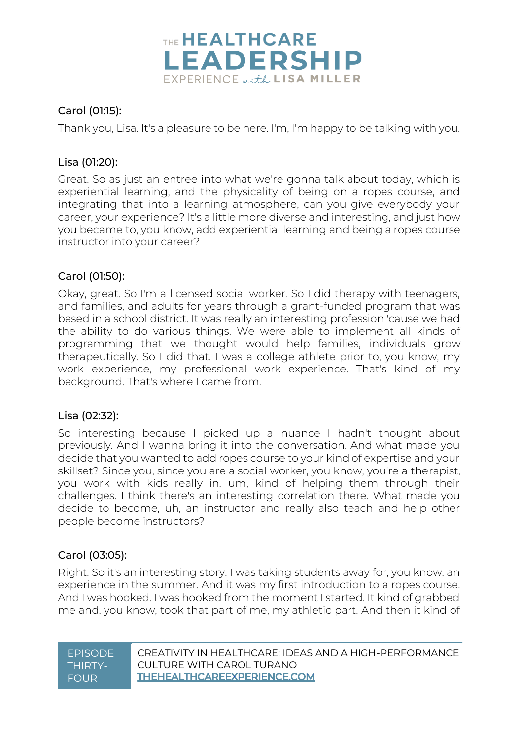Carol (01:15):

Thank you, Lisa. It's a pleasure to be here. I'm, I'm happy to be talking with you.

Lisa (01:20):

Great. So as just an entree into what we're gonna talk about today, which is experiential learning, and the physicality of being on a ropes course, and integrating that into a learning atmosphere, can you give everybody your career, your experience? It's a little more diverse and interesting, and just how you became to, you know, add experiential learning and being a ropes course instructor into your career?

Carol (01:50):

Okay, great. So I'm a licensed social worker. So I did therapy with teenagers, and families, and adults for years through a grant-funded program that was based in a school district. It was really an interesting profession 'cause we had the ability to do various things. We were able to implement all kinds of programming that we thought would help families, individuals grow therapeutically. So I did that. I was a college athlete prior to, you know, my work experience, my professional work experience. That's kind of my background. That's where I came from.

Lisa (02:32):

So interesting because I picked up a nuance I hadn't thought about previously. And I wanna bring it into the conversation. And what made you decide that you wanted to add ropes course to your kind of expertise and your skillset? Since you, since you are a social worker, you know, you're a therapist, you work with kids really in, um, kind of helping them through their challenges. I think there's an interesting correlation there. What made you decide to become, uh, an instructor and really also teach and help other people become instructors?

Carol (03:05):

Right. So it's an interesting story. I was taking students away for, you know, an experience in the summer. And it was my first introduction to a ropes course. And I was hooked. I was hooked from the moment I started. It kind of grabbed me and, you know, took that part of me, my athletic part. And then it kind of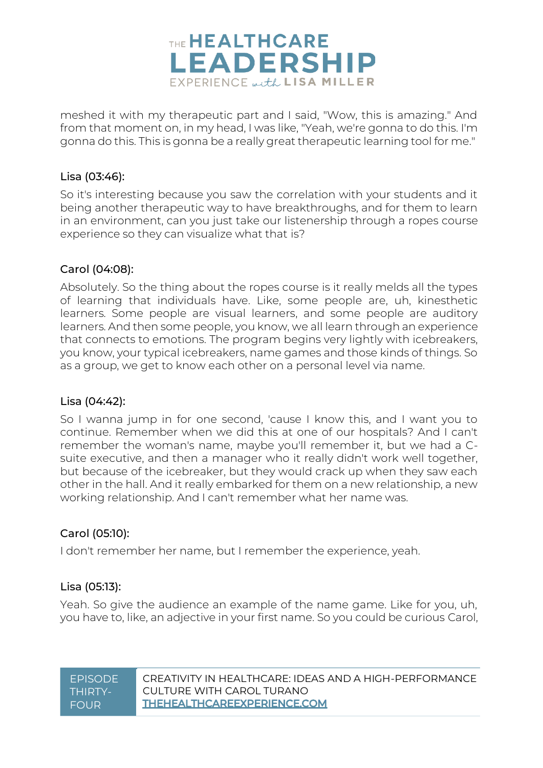meshed it with my therapeutic part and I said, "Wow, this is amazing." And from that moment on, in my head, I was like, "Yeah, we're gonna to do this. I'm gonna do this. This is gonna be a really great therapeutic learning tool for me."

Lisa (03:46):

So it's interesting because you saw the correlation with your students and it being another therapeutic way to have breakthroughs, and for them to learn in an environment, can you just take our listenership through a ropes course experience so they can visualize what that is?

Carol (04:08):

Absolutely. So the thing about the ropes course is it really melds all the types of learning that individuals have. Like, some people are, uh, kinesthetic learners. Some people are visual learners, and some people are auditory learners. And then some people, you know, we all learn through an experience that connects to emotions. The program begins very lightly with icebreakers, you know, your typical icebreakers, name games and those kinds of things. So as a group, we get to know each other on a personal level via name.

Lisa (04:42):

So I wanna jump in for one second, 'cause I know this, and I want you to continue. Remember when we did this at one of our hospitals? And I can't remember the woman's name, maybe you'll remember it, but we had a C-suite executive, and then a manager who it really didn't work well together, but because of the icebreaker, but they would crack up when they saw each other in the hall. And it really embarked for them on a new relationship, a new working relationship. And I can't remember what her name was.

Carol (05:10):

I don't remember her name, but I remember the experience, yeah.

Lisa (05:13):

Yeah. So give the audience an example of the name game. Like for you, uh, you have to, like, an adjective in your first name. So you could be curious Carol,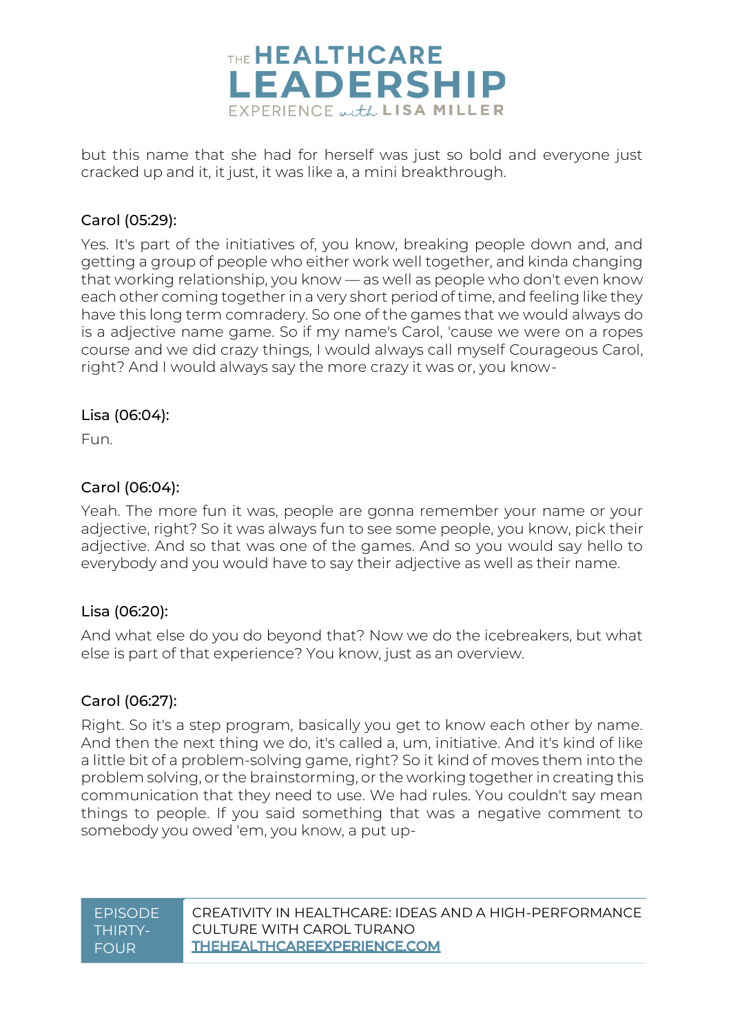but this name that she had for herself was just so bold and everyone just cracked up and it, it just, it was like a, a mini breakthrough.

**Carol (05:29):**

Yes. It's part of the initiatives of, you know, breaking people down and, and getting a group of people who either work well together, and kinda changing that working relationship, you know — as well as people who don't even know each other coming together in a very short period of time, and feeling like they have this long term comradery. So one of the games that we would always do is a adjective name game. So if my name's Carol, 'cause we were on a ropes course and we did crazy things, I would always call myself Courageous Carol, right? And I would always say the more crazy it was or, you know-

**Lisa (06:04):**

Fun.

**Carol (06:04):**

Yeah. The more fun it was, people are gonna remember your name or your adjective, right? So it was always fun to see some people, you know, pick their adjective. And so that was one of the games. And so you would say hello to everybody and you would have to say their adjective as well as their name.

**Lisa (06:20):**

And what else do you do beyond that? Now we do the icebreakers, but what else is part of that experience? You know, just as an overview.

**Carol (06:27):**

Right. So it's a step program, basically you get to know each other by name. And then the next thing we do, it's called a, um, initiative. And it's kind of like a little bit of a problem-solving game, right? So it kind of moves them into the problem solving, or the brainstorming, or the working together in creating this communication that they need to use. We had rules. You couldn't say mean things to people. If you said something that was a negative comment to somebody you owed 'em, you know, a put up-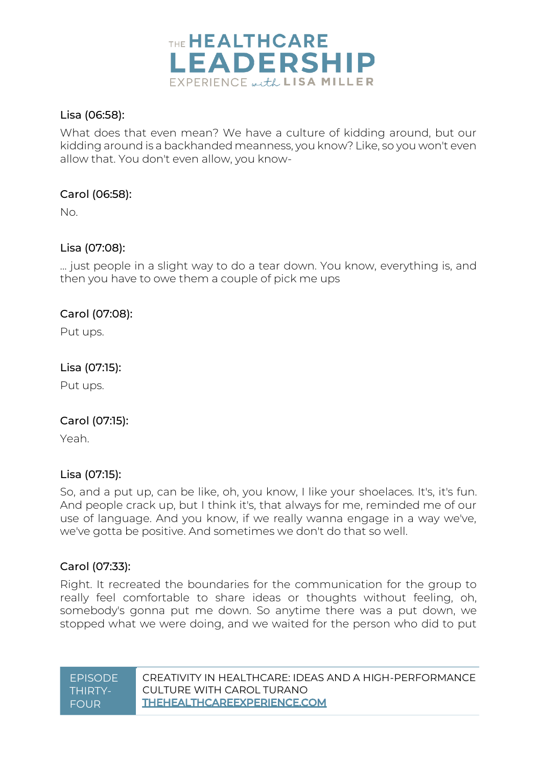Lisa (06:58):

What does that even mean? We have a culture of kidding around, but our kidding around is a backhanded meanness, you know? Like, so you won't even allow that. You don't even allow, you know-

Carol (06:58):

No.

Lisa (07:08):

... just people in a slight way to do a tear down. You know, everything is, and then you have to owe them a couple of pick me ups

Carol (07:08):

Put ups.

Lisa (07:15):

Put ups.

Carol (07:15):

Yeah.

Lisa (07:15):

So, and a put up, can be like, oh, you know, I like your shoelaces. It's, it's fun. And people crack up, but I think it's, that always for me, reminded me of our use of language. And you know, if we really wanna engage in a way we've, we've gotta be positive. And sometimes we don't do that so well.

Carol (07:33):

Right. It recreated the boundaries for the communication for the group to really feel comfortable to share ideas or thoughts without feeling, oh, somebody's gonna put me down. So anytime there was a put down, we stopped what we were doing, and we waited for the person who did to put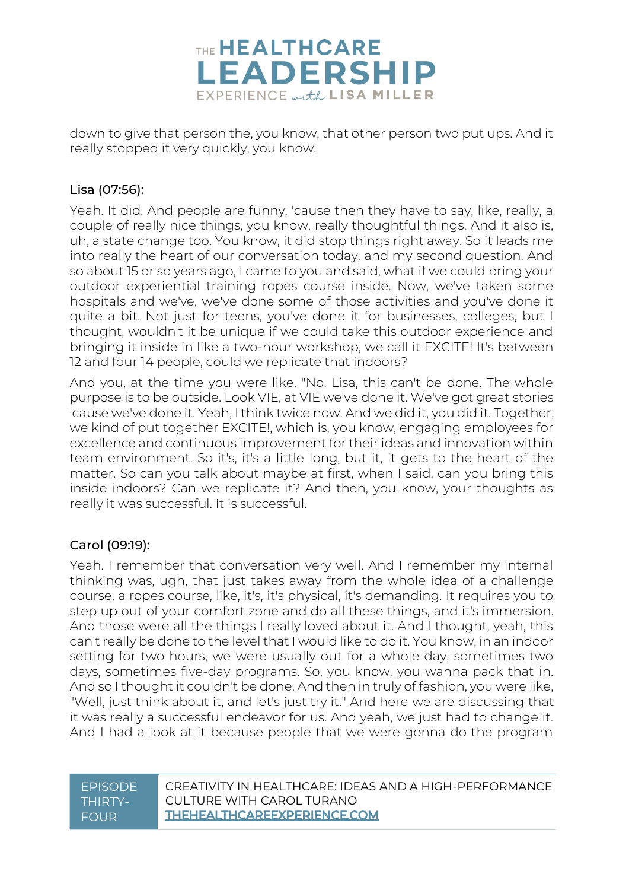down to give that person the, you know, that other person two put ups. And it really stopped it very quickly, you know.

**Lisa (07:56):**

Yeah. It did. And people are funny, 'cause then they have to say, like, really, a couple of really nice things, you know, really thoughtful things. And it also is, uh, a state change too. You know, it did stop things right away. So it leads me into really the heart of our conversation today, and my second question. And so about 15 or so years ago, I came to you and said, what if we could bring your outdoor experiential training ropes course inside. Now, we've taken some hospitals and we've, we've done some of those activities and you've done it quite a bit. Not just for teens, you've done it for businesses, colleges, but I thought, wouldn't it be unique if we could take this outdoor experience and bringing it inside in like a two-hour workshop, we call it EXCITE! It's between 12 and four 14 people, could we replicate that indoors?

And you, at the time you were like, "No, Lisa, this can't be done. The whole purpose is to be outside. Look VIE, at VIE we've done it. We've got great stories 'cause we've done it. Yeah, I think twice now. And we did it, you did it. Together, we kind of put together EXCITE!, which is, you know, engaging employees for excellence and continuous improvement for their ideas and innovation within team environment. So it's, it's a little long, but it, it gets to the heart of the matter. So can you talk about maybe at first, when I said, can you bring this inside indoors? Can we replicate it? And then, you know, your thoughts as really it was successful. It is successful.

**Carol (09:19):**

Yeah. I remember that conversation very well. And I remember my internal thinking was, ugh, that just takes away from the whole idea of a challenge course, a ropes course, like, it's, it's physical, it's demanding. It requires you to step up out of your comfort zone and do all these things, and it's immersion. And those were all the things I really loved about it. And I thought, yeah, this can't really be done to the level that I would like to do it. You know, in an indoor setting for two hours, we were usually out for a whole day, sometimes two days, sometimes five-day programs. So, you know, you wanna pack that in. And so I thought it couldn't be done. And then in truly of fashion, you were like, "Well, just think about it, and let's just try it." And here we are discussing that it was really a successful endeavor for us. And yeah, we just had to change it. And I had a look at it because people that we were gonna do the program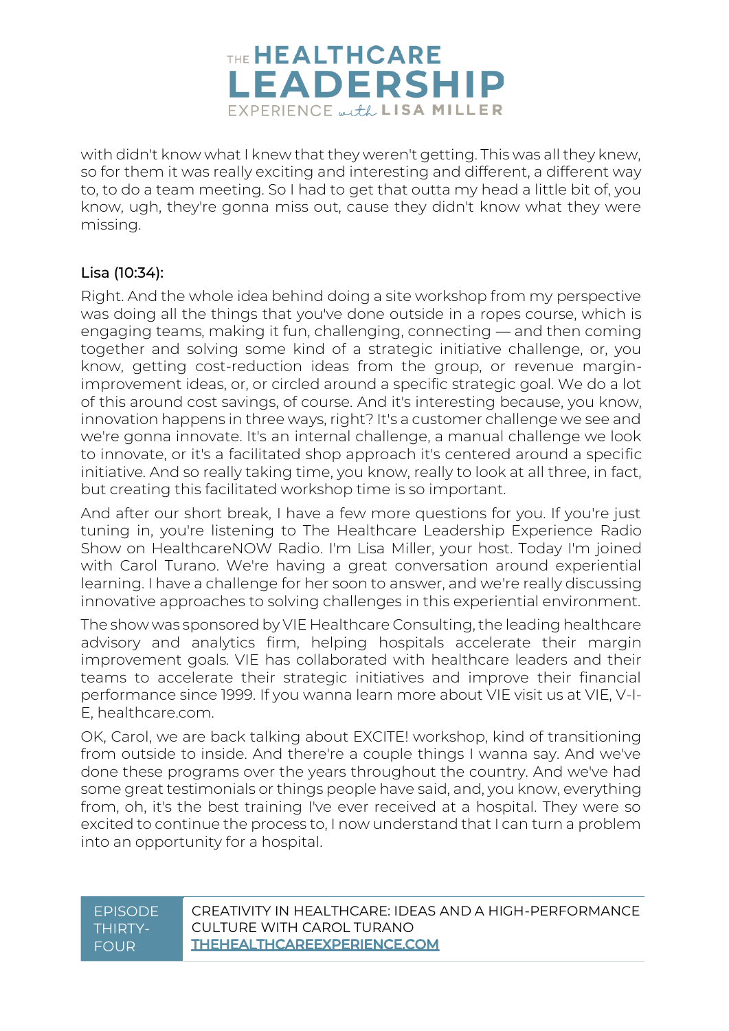with didn't know what I knew that they weren't getting. This was all they knew, so for them it was really exciting and interesting and different, a different way to, to do a team meeting. So I had to get that outta my head a little bit of, you know, ugh, they're gonna miss out, cause they didn't know what they were missing.

### Lisa (10:34):

Right. And the whole idea behind doing a site workshop from my perspective was doing all the things that you've done outside in a ropes course, which is engaging teams, making it fun, challenging, connecting — and then coming together and solving some kind of a strategic initiative challenge, or, you know, getting cost-reduction ideas from the group, or revenue margin-improvement ideas, or, or circled around a specific strategic goal. We do a lot of this around cost savings, of course. And it's interesting because, you know, innovation happens in three ways, right? It's a customer challenge we see and we're gonna innovate. It's an internal challenge, a manual challenge we look to innovate, or it's a facilitated shop approach it's centered around a specific initiative. And so really taking time, you know, really to look at all three, in fact, but creating this facilitated workshop time is so important.

And after our short break, I have a few more questions for you. If you're just tuning in, you're listening to The Healthcare Leadership Experience Radio Show on HealthcareNOW Radio. I'm Lisa Miller, your host. Today I'm joined with Carol Turano. We're having a great conversation around experiential learning. I have a challenge for her soon to answer, and we're really discussing innovative approaches to solving challenges in this experiential environment.

The show was sponsored by VIE Healthcare Consulting, the leading healthcare advisory and analytics firm, helping hospitals accelerate their margin improvement goals. VIE has collaborated with healthcare leaders and their teams to accelerate their strategic initiatives and improve their financial performance since 1999. If you wanna learn more about VIE visit us at VIE, V-I-E, healthcare.com.

OK, Carol, we are back talking about EXCITE! workshop, kind of transitioning from outside to inside. And there're a couple things I wanna say. And we've done these programs over the years throughout the country. And we've had some great testimonials or things people have said, and, you know, everything from, oh, it's the best training I've ever received at a hospital. They were so excited to continue the process to, I now understand that I can turn a problem into an opportunity for a hospital.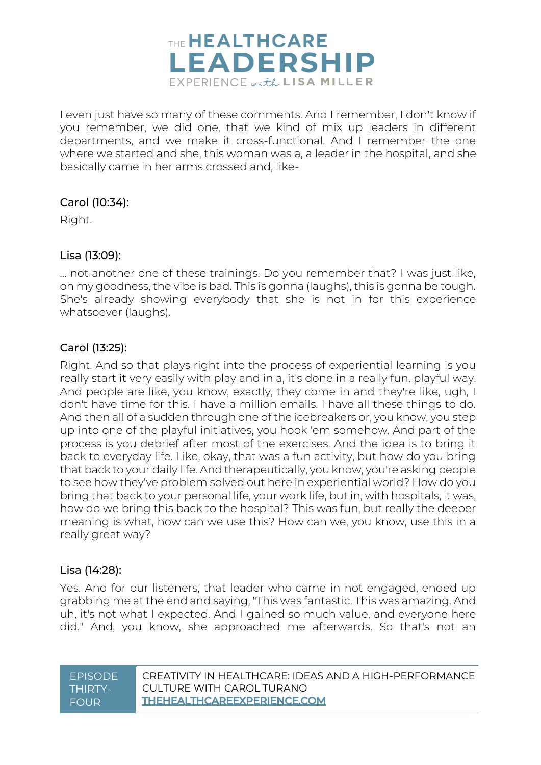I even just have so many of these comments. And I remember, I don't know if you remember, we did one, that we kind of mix up leaders in different departments, and we make it cross-functional. And I remember the one where we started and she, this woman was a, a leader in the hospital, and she basically came in her arms crossed and, like-

**Carol (10:34):**

Right.

**Lisa (13:09):**

... not another one of these trainings. Do you remember that? I was just like, oh my goodness, the vibe is bad. This is gonna (laughs), this is gonna be tough. She's already showing everybody that she is not in for this experience whatsoever (laughs).

**Carol (13:25):**

Right. And so that plays right into the process of experiential learning is you really start it very easily with play and in a, it's done in a really fun, playful way. And people are like, you know, exactly, they come in and they're like, ugh, I don't have time for this. I have a million emails. I have all these things to do. And then all of a sudden through one of the icebreakers or, you know, you step up into one of the playful initiatives, you hook 'em somehow. And part of the process is you debrief after most of the exercises. And the idea is to bring it back to everyday life. Like, okay, that was a fun activity, but how do you bring that back to your daily life. And therapeutically, you know, you're asking people to see how they've problem solved out here in experiential world? How do you bring that back to your personal life, your work life, but in, with hospitals, it was, how do we bring this back to the hospital? This was fun, but really the deeper meaning is what, how can we use this? How can we, you know, use this in a really great way?

**Lisa (14:28):**

Yes. And for our listeners, that leader who came in not engaged, ended up grabbing me at the end and saying, "This was fantastic. This was amazing. And uh, it's not what I expected. And I gained so much value, and everyone here did." And, you know, she approached me afterwards. So that's not an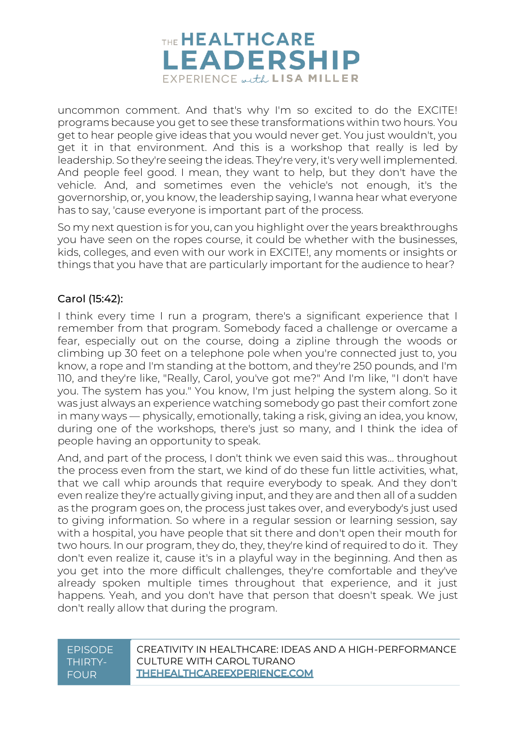uncommon comment. And that's why I'm so excited to do the EXCITE! programs because you get to see these transformations within two hours. You get to hear people give ideas that you would never get. You just wouldn't, you get it in that environment. And this is a workshop that really is led by leadership. So they're seeing the ideas. They're very, it's very well implemented. And people feel good. I mean, they want to help, but they don't have the vehicle. And, and sometimes even the vehicle's not enough, it's the governorship, or, you know, the leadership saying, I wanna hear what everyone has to say, 'cause everyone is important part of the process.

So my next question is for you, can you highlight over the years breakthroughs you have seen on the ropes course, it could be whether with the businesses, kids, colleges, and even with our work in EXCITE!, any moments or insights or things that you have that are particularly important for the audience to hear?

### Carol (15:42):

I think every time I run a program, there's a significant experience that I remember from that program. Somebody faced a challenge or overcame a fear, especially out on the course, doing a zipline through the woods or climbing up 30 feet on a telephone pole when you're connected just to, you know, a rope and I'm standing at the bottom, and they're 250 pounds, and I'm 110, and they're like, "Really, Carol, you've got me?" And I'm like, "I don't have you. The system has you." You know, I'm just helping the system along. So it was just always an experience watching somebody go past their comfort zone in many ways — physically, emotionally, taking a risk, giving an idea, you know, during one of the workshops, there's just so many, and I think the idea of people having an opportunity to speak.

And, and part of the process, I don't think we even said this was... throughout the process even from the start, we kind of do these fun little activities, what, that we call whip arounds that require everybody to speak. And they don't even realize they're actually giving input, and they are and then all of a sudden as the program goes on, the process just takes over, and everybody's just used to giving information. So where in a regular session or learning session, say with a hospital, you have people that sit there and don't open their mouth for two hours. In our program, they do, they, they're kind of required to do it. They don't even realize it, cause it's in a playful way in the beginning. And then as you get into the more difficult challenges, they're comfortable and they've already spoken multiple times throughout that experience, and it just happens. Yeah, and you don't have that person that doesn't speak. We just don't really allow that during the program.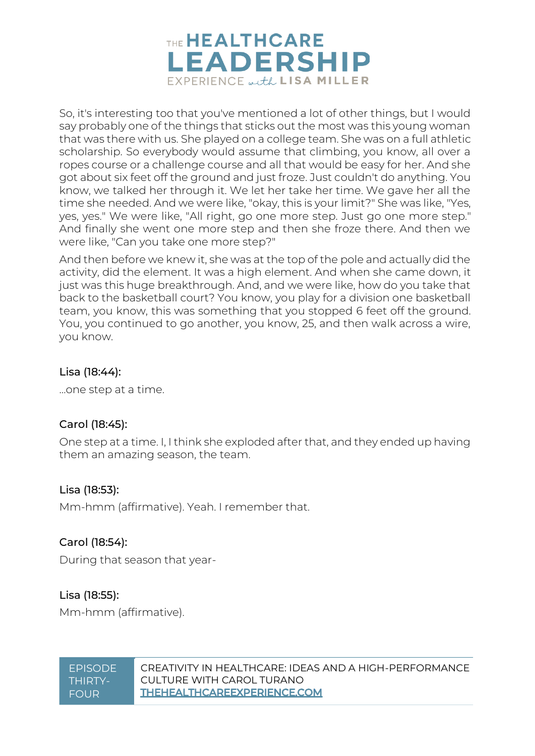So, it's interesting too that you've mentioned a lot of other things, but I would say probably one of the things that sticks out the most was this young woman that was there with us. She played on a college team. She was on a full athletic scholarship. So everybody would assume that climbing, you know, all over a ropes course or a challenge course and all that would be easy for her. And she got about six feet off the ground and just froze. Just couldn't do anything. You know, we talked her through it. We let her take her time. We gave her all the time she needed. And we were like, "okay, this is your limit?" She was like, "Yes, yes, yes." We were like, "All right, go one more step. Just go one more step." And finally she went one more step and then she froze there. And then we were like, "Can you take one more step?"

And then before we knew it, she was at the top of the pole and actually did the activity, did the element. It was a high element. And when she came down, it just was this huge breakthrough. And, and we were like, how do you take that back to the basketball court? You know, you play for a division one basketball team, you know, this was something that you stopped 6 feet off the ground. You, you continued to go another, you know, 25, and then walk across a wire, you know.

#### Lisa (18:44):

...one step at a time.

#### Carol (18:45):

One step at a time. I, I think she exploded after that, and they ended up having them an amazing season, the team.

#### Lisa (18:53):

Mm-hmm (affirmative). Yeah. I remember that.

#### Carol (18:54):

During that season that year-

#### Lisa (18:55):

Mm-hmm (affirmative).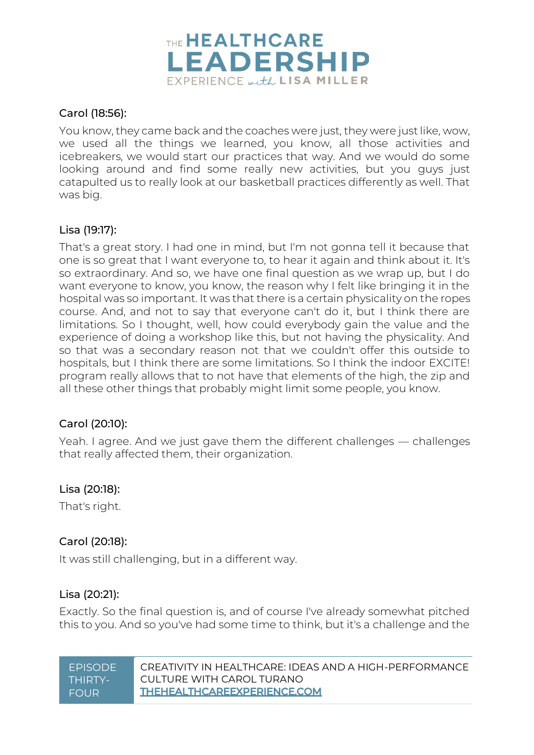Carol (18:56):

You know, they came back and the coaches were just, they were just like, wow, we used all the things we learned, you know, all those activities and icebreakers, we would start our practices that way. And we would do some looking around and find some really new activities, but you guys just catapulted us to really look at our basketball practices differently as well. That was big.

Lisa (19:17):

That's a great story. I had one in mind, but I'm not gonna tell it because that one is so great that I want everyone to, to hear it again and think about it. It's so extraordinary. And so, we have one final question as we wrap up, but I do want everyone to know, you know, the reason why I felt like bringing it in the hospital was so important. It was that there is a certain physicality on the ropes course. And, and not to say that everyone can't do it, but I think there are limitations. So I thought, well, how could everybody gain the value and the experience of doing a workshop like this, but not having the physicality. And so that was a secondary reason not that we couldn't offer this outside to hospitals, but I think there are some limitations. So I think the indoor EXCITE! program really allows that to not have that elements of the high, the zip and all these other things that probably might limit some people, you know.

Carol (20:10):

Yeah. I agree. And we just gave them the different challenges — challenges that really affected them, their organization.

Lisa (20:18):

That's right.

Carol (20:18):

It was still challenging, but in a different way.

Lisa (20:21):

Exactly. So the final question is, and of course I've already somewhat pitched this to you. And so you've had some time to think, but it's a challenge and the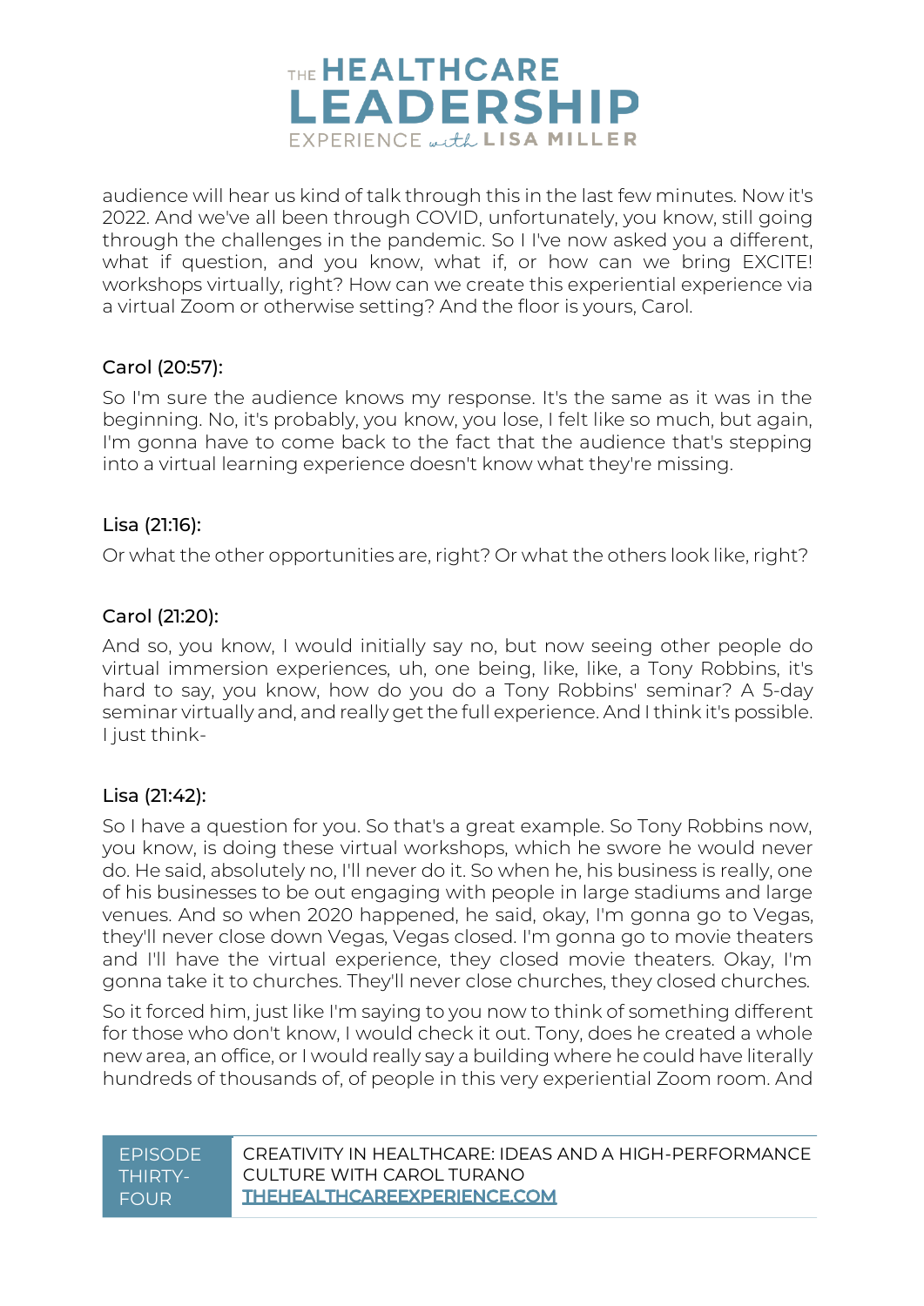audience will hear us kind of talk through this in the last few minutes. Now it's 2022. And we've all been through COVID, unfortunately, you know, still going through the challenges in the pandemic. So I I've now asked you a different, what if question, and you know, what if, or how can we bring EXCITE! workshops virtually, right? How can we create this experiential experience via a virtual Zoom or otherwise setting? And the floor is yours, Carol.

Carol (20:57):

So I'm sure the audience knows my response. It's the same as it was in the beginning. No, it's probably, you know, you lose, I felt like so much, but again, I'm gonna have to come back to the fact that the audience that's stepping into a virtual learning experience doesn't know what they're missing.

Lisa (21:16):

Or what the other opportunities are, right? Or what the others look like, right?

Carol (21:20):

And so, you know, I would initially say no, but now seeing other people do virtual immersion experiences, uh, one being, like, like, a Tony Robbins, it's hard to say, you know, how do you do a Tony Robbins' seminar? A 5-day seminar virtually and, and really get the full experience. And I think it's possible. I just think-

Lisa (21:42):

So I have a question for you. So that's a great example. So Tony Robbins now, you know, is doing these virtual workshops, which he swore he would never do. He said, absolutely no, I'll never do it. So when he, his business is really, one of his businesses to be out engaging with people in large stadiums and large venues. And so when 2020 happened, he said, okay, I'm gonna go to Vegas, they'll never close down Vegas, Vegas closed. I'm gonna go to movie theaters and I'll have the virtual experience, they closed movie theaters. Okay, I'm gonna take it to churches. They'll never close churches, they closed churches.

So it forced him, just like I'm saying to you now to think of something different for those who don't know, I would check it out. Tony, does he created a whole new area, an office, or I would really say a building where he could have literally hundreds of thousands of, of people in this very experiential Zoom room. And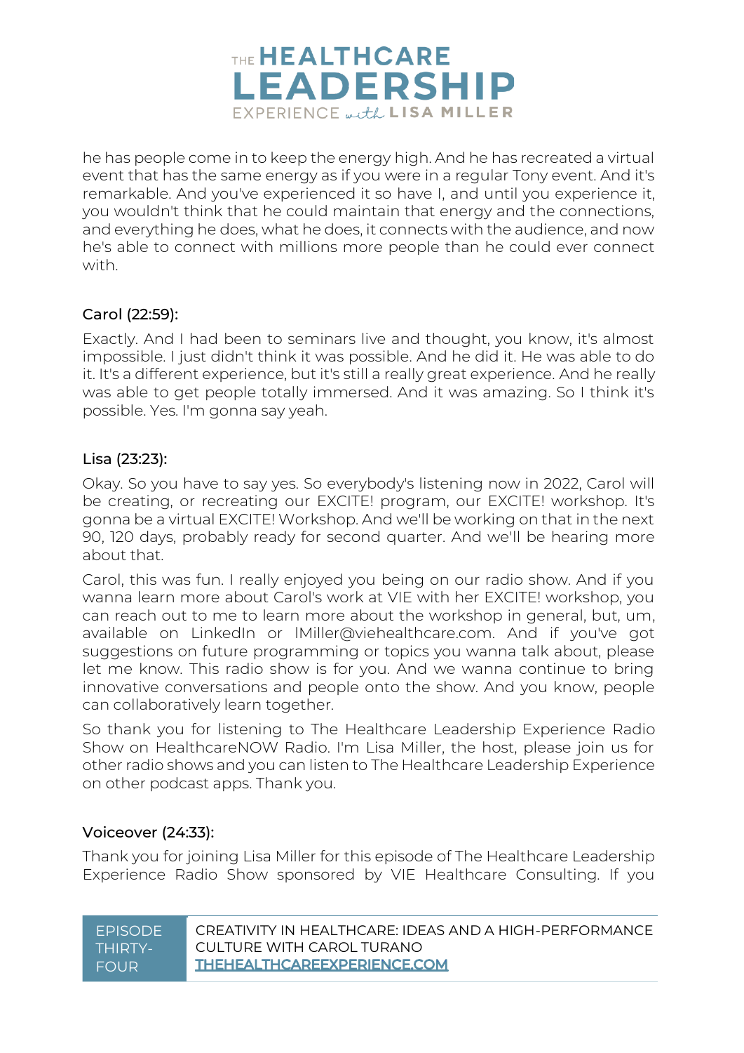he has people come in to keep the energy high. And he has recreated a virtual event that has the same energy as if you were in a regular Tony event. And it's remarkable. And you've experienced it so have I, and until you experience it, you wouldn't think that he could maintain that energy and the connections, and everything he does, what he does, it connects with the audience, and now he's able to connect with millions more people than he could ever connect with.

### Carol (22:59):

Exactly. And I had been to seminars live and thought, you know, it's almost impossible. I just didn't think it was possible. And he did it. He was able to do it. It's a different experience, but it's still a really great experience. And he really was able to get people totally immersed. And it was amazing. So I think it's possible. Yes. I'm gonna say yeah.

### Lisa (23:23):

Okay. So you have to say yes. So everybody's listening now in 2022, Carol will be creating, or recreating our EXCITE! program, our EXCITE! workshop. It's gonna be a virtual EXCITE! Workshop. And we'll be working on that in the next 90, 120 days, probably ready for second quarter. And we'll be hearing more about that.

Carol, this was fun. I really enjoyed you being on our radio show. And if you wanna learn more about Carol's work at VIE with her EXCITE! workshop, you can reach out to me to learn more about the workshop in general, but, um, available on LinkedIn or lMiller@viehealthcare.com. And if you've got suggestions on future programming or topics you wanna talk about, please let me know. This radio show is for you. And we wanna continue to bring innovative conversations and people onto the show. And you know, people can collaboratively learn together.

So thank you for listening to The Healthcare Leadership Experience Radio Show on HealthcareNOW Radio. I'm Lisa Miller, the host, please join us for other radio shows and you can listen to The Healthcare Leadership Experience on other podcast apps. Thank you.

### Voiceover (24:33):

Thank you for joining Lisa Miller for this episode of The Healthcare Leadership Experience Radio Show sponsored by VIE Healthcare Consulting. If you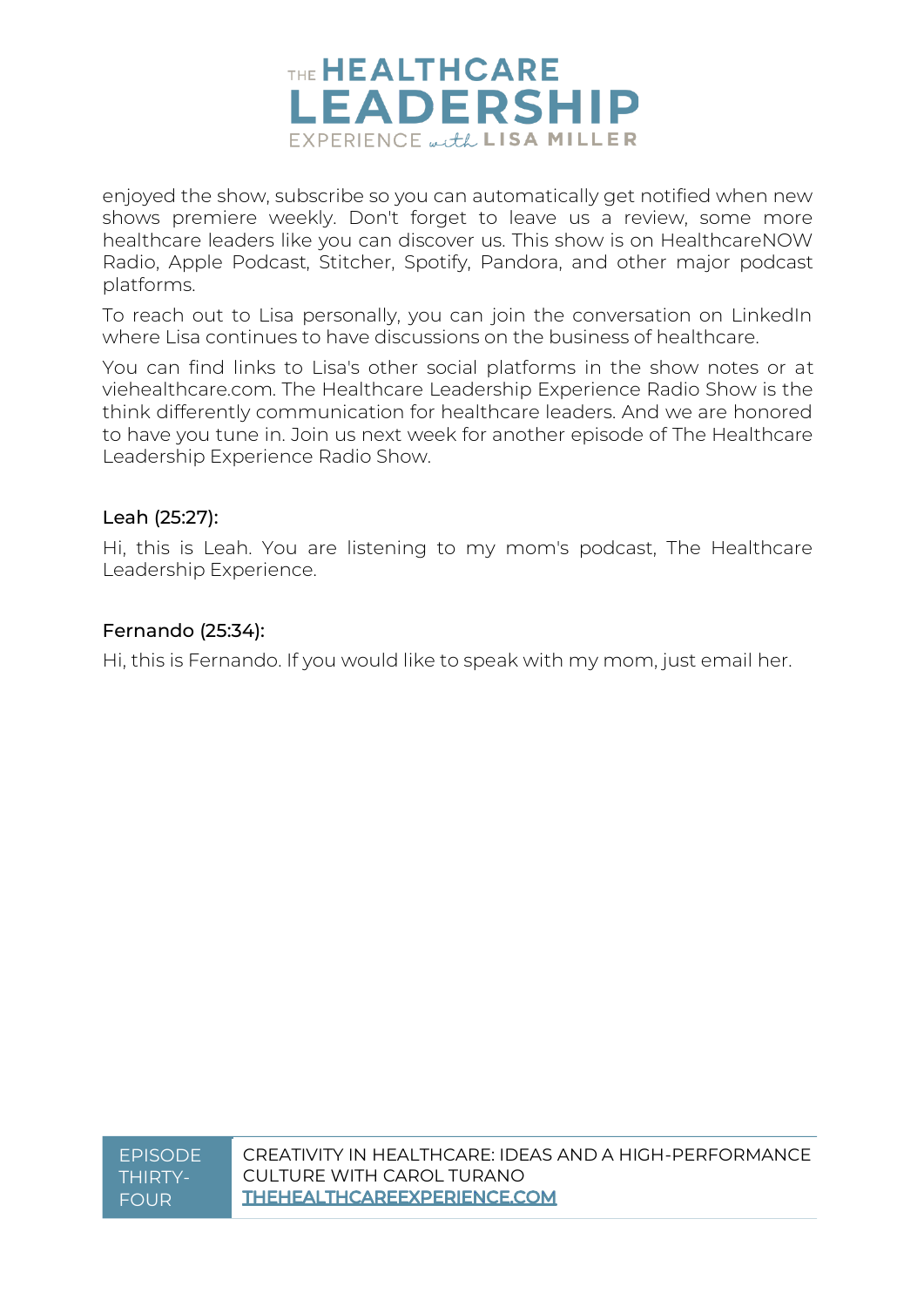enjoyed the show, subscribe so you can automatically get notified when new shows premiere weekly. Don't forget to leave us a review, some more healthcare leaders like you can discover us. This show is on HealthcareNOW Radio, Apple Podcast, Stitcher, Spotify, Pandora, and other major podcast platforms.

To reach out to Lisa personally, you can join the conversation on LinkedIn where Lisa continues to have discussions on the business of healthcare.

You can find links to Lisa's other social platforms in the show notes or at viehealthcare.com. The Healthcare Leadership Experience Radio Show is the think differently communication for healthcare leaders. And we are honored to have you tune in. Join us next week for another episode of The Healthcare Leadership Experience Radio Show.

**Leah (25:27):**

Hi, this is Leah. You are listening to my mom's podcast, The Healthcare Leadership Experience.

**Fernando (25:34):**

Hi, this is Fernando. If you would like to speak with my mom, just email her.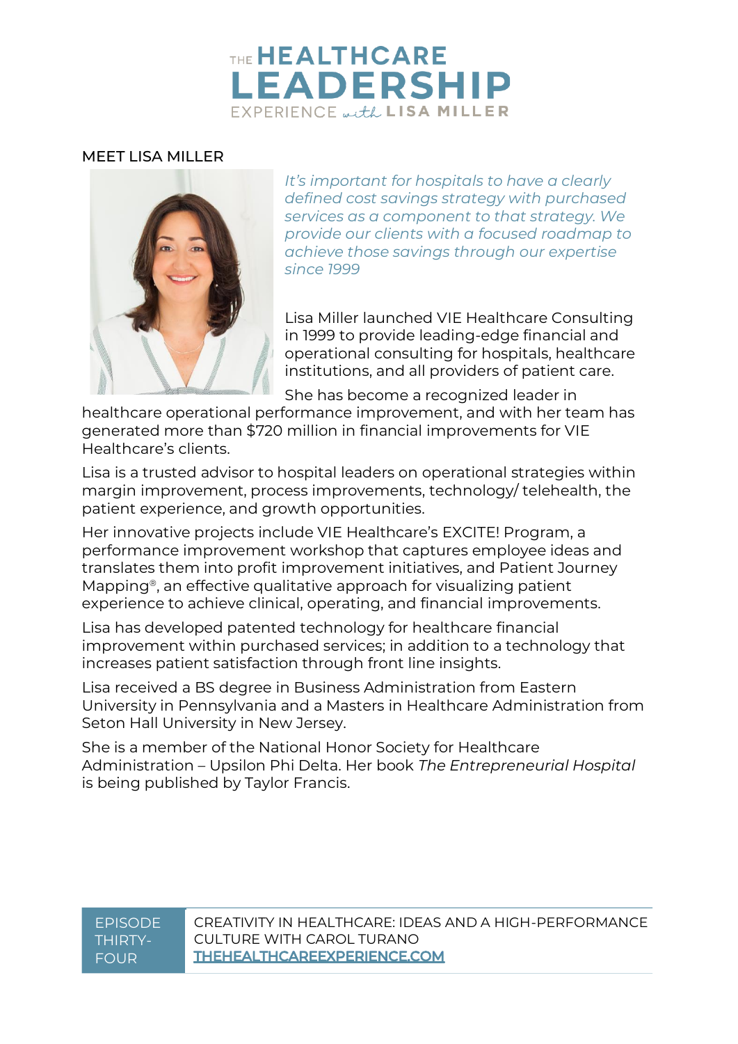# THE HEALTHCARE LEADERSHIP EXPERIENCE with LISA MILLER

## MEET LISA MILLER

*It's important for hospitals to have a clearly defined cost savings strategy with purchased services as a component to that strategy. We provide our clients with a focused roadmap to achieve those savings through our expertise since 1999*

Lisa Miller launched VIE Healthcare Consulting in 1999 to provide leading-edge financial and operational consulting for hospitals, healthcare institutions, and all providers of patient care.

She has become a recognized leader in healthcare operational performance improvement, and with her team has generated more than $720 million in financial improvements for VIE Healthcare's clients.

Lisa is a trusted advisor to hospital leaders on operational strategies within margin improvement, process improvements, technology/ telehealth, the patient experience, and growth opportunities.

Her innovative projects include VIE Healthcare's EXCITE! Program, a performance improvement workshop that captures employee ideas and translates them into profit improvement initiatives, and Patient Journey Mapping®, an effective qualitative approach for visualizing patient experience to achieve clinical, operating, and financial improvements.

Lisa has developed patented technology for healthcare financial improvement within purchased services; in addition to a technology that increases patient satisfaction through front line insights.

Lisa received a BS degree in Business Administration from Eastern University in Pennsylvania and a Masters in Healthcare Administration from Seton Hall University in New Jersey.

She is a member of the National Honor Society for Healthcare Administration – Upsilon Phi Delta. Her book *The Entrepreneurial Hospital* is being published by Taylor Francis.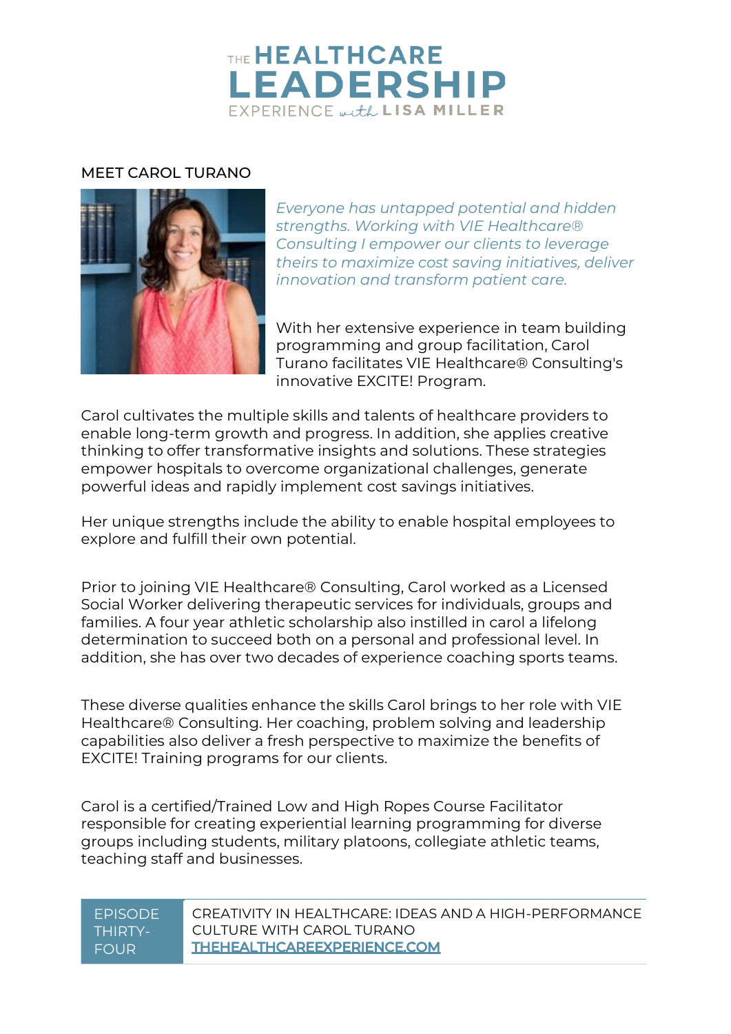## MEET CAROL TURANO

*Everyone has untapped potential and hidden strengths. Working with VIE Healthcare® Consulting I empower our clients to leverage theirs to maximize cost saving initiatives, deliver innovation and transform patient care.*

With her extensive experience in team building programming and group facilitation, Carol Turano facilitates VIE Healthcare® Consulting's innovative EXCITE! Program.

Carol cultivates the multiple skills and talents of healthcare providers to enable long-term growth and progress. In addition, she applies creative thinking to offer transformative insights and solutions. These strategies empower hospitals to overcome organizational challenges, generate powerful ideas and rapidly implement cost savings initiatives.

Her unique strengths include the ability to enable hospital employees to explore and fulfill their own potential.

Prior to joining VIE Healthcare® Consulting, Carol worked as a Licensed Social Worker delivering therapeutic services for individuals, groups and families. A four year athletic scholarship also instilled in carol a lifelong determination to succeed both on a personal and professional level. In addition, she has over two decades of experience coaching sports teams.

These diverse qualities enhance the skills Carol brings to her role with VIE Healthcare® Consulting. Her coaching, problem solving and leadership capabilities also deliver a fresh perspective to maximize the benefits of EXCITE! Training programs for our clients.

Carol is a certified/Trained Low and High Ropes Course Facilitator responsible for creating experiential learning programming for diverse groups including students, military platoons, collegiate athletic teams, teaching staff and businesses.